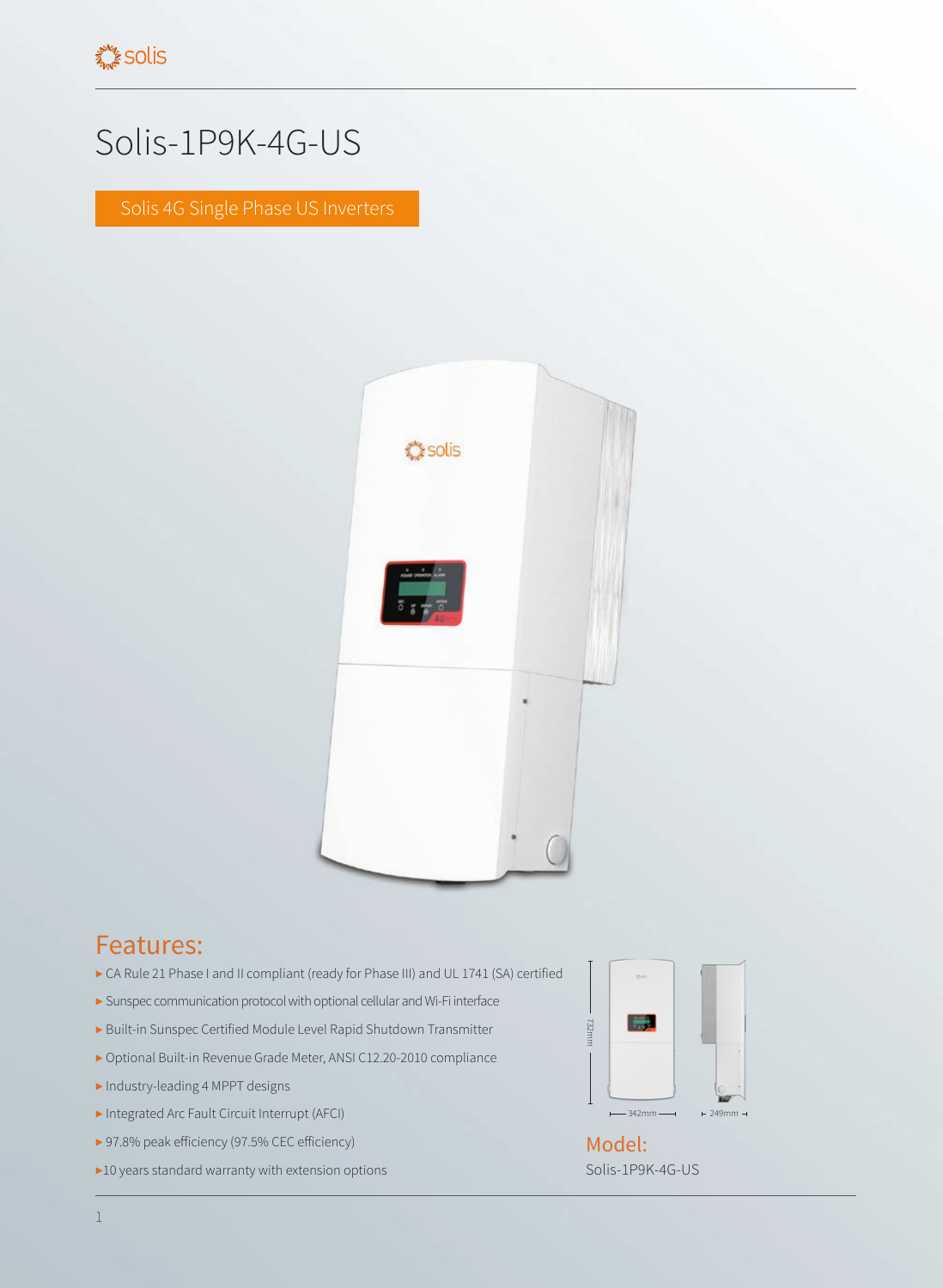# Solis-1P9K-4G-US

Solis 4G Single Phase US Inverters

## Features:

- CA Rule 21 Phase I and II compliant (ready for Phase III) and UL 1741 (SA) certified
- Sunspec communication protocol with optional cellular and Wi-Fi interface
- Built-in Sunspec Certified Module Level Rapid Shutdown Transmitter
- Optional Built-in Revenue Grade Meter, ANSI C12.20-2010 compliance
- Industry-leading 4 MPPT designs
- Integrated Arc Fault Circuit Interrupt (AFCI)
- 97.8% peak efficiency (97.5% CEC efficiency)
- 10 years standard warranty with extension options

732mm

342mm

249mm

## Model:

Solis-1P9K-4G-US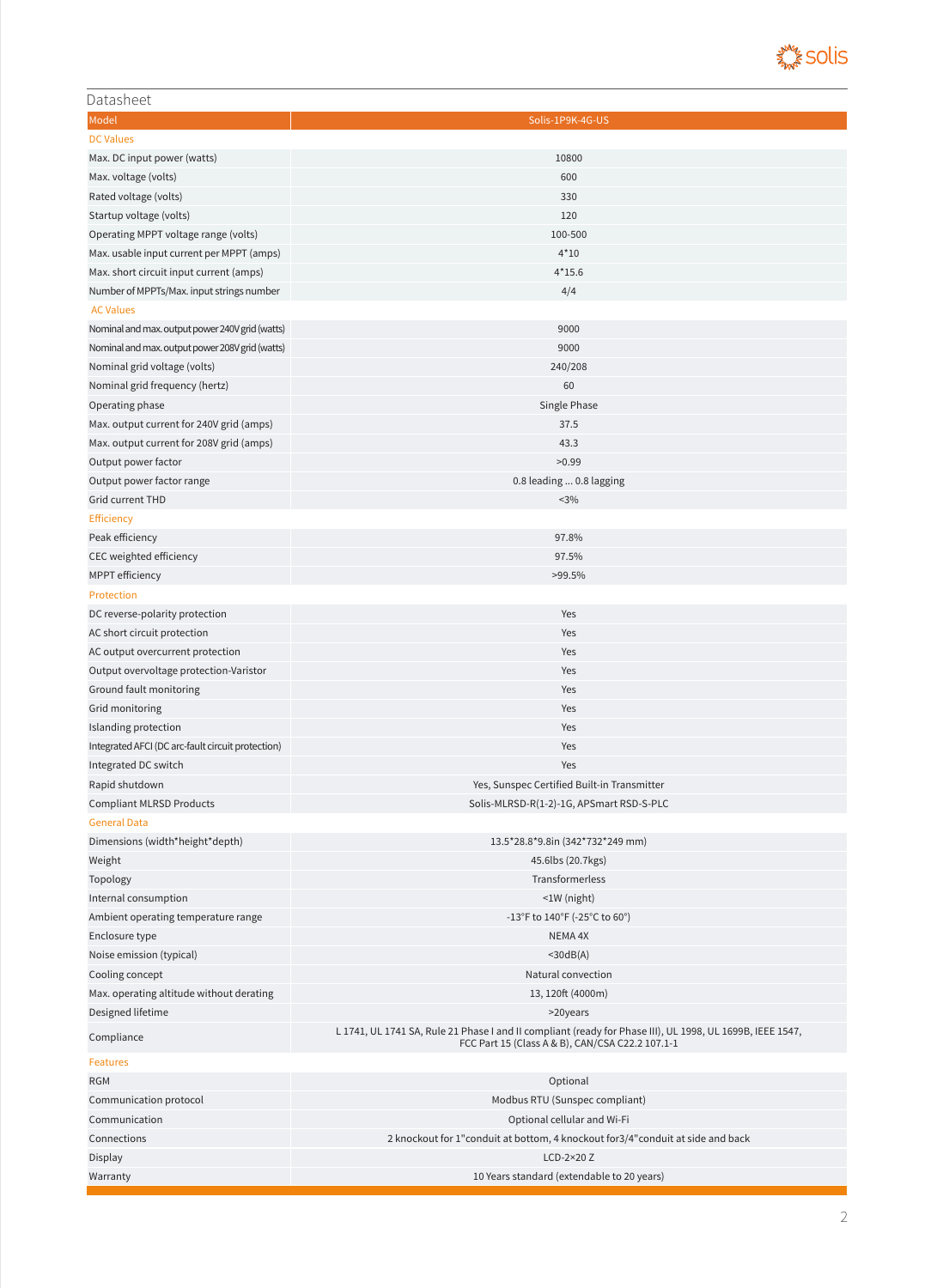Datasheet

| Model | Solis-1P9K-4G-US |
|---|---|
| **DC Values** | |
| Max. DC input power (watts) | 10800 |
| Max. voltage (volts) | 600 |
| Rated voltage (volts) | 330 |
| Startup voltage (volts) | 120 |
| Operating MPPT voltage range (volts) | 100-500 |
| Max. usable input current per MPPT (amps) | 4*10 |
| Max. short circuit input current (amps) | 4*15.6 |
| Number of MPPTs/Max. input strings number | 4/4 |
| **AC Values** | |
| Nominal and max. output power 240V grid (watts) | 9000 |
| Nominal and max. output power 208V grid (watts) | 9000 |
| Nominal grid voltage (volts) | 240/208 |
| Nominal grid frequency (hertz) | 60 |
| Operating phase | Single Phase |
| Max. output current for 240V grid (amps) | 37.5 |
| Max. output current for 208V grid (amps) | 43.3 |
| Output power factor | >0.99 |
| Output power factor range | 0.8 leading ... 0.8 lagging |
| Grid current THD | <3% |
| **Efficiency** | |
| Peak efficiency | 97.8% |
| CEC weighted efficiency | 97.5% |
| MPPT efficiency | >99.5% |
| **Protection** | |
| DC reverse-polarity protection | Yes |
| AC short circuit protection | Yes |
| AC output overcurrent protection | Yes |
| Output overvoltage protection-Varistor | Yes |
| Ground fault monitoring | Yes |
| Grid monitoring | Yes |
| Islanding protection | Yes |
| Integrated AFCI (DC arc-fault circuit protection) | Yes |
| Integrated DC switch | Yes |
| Rapid shutdown | Yes, Sunspec Certified Built-in Transmitter |
| Compliant MLRSD Products | Solis-MLRSD-R(1-2)-1G, APSmart RSD-S-PLC |
| **General Data** | |
| Dimensions (width*height*depth) | 13.5*28.8*9.8in (342*732*249 mm) |
| Weight | 45.6lbs (20.7kgs) |
| Topology | Transformerless |
| Internal consumption | <1W (night) |
| Ambient operating temperature range | -13°F to 140°F (-25°C to 60°) |
| Enclosure type | NEMA 4X |
| Noise emission (typical) | <30dB(A) |
| Cooling concept | Natural convection |
| Max. operating altitude without derating | 13, 120ft (4000m) |
| Designed lifetime | >20years |
| Compliance | L 1741, UL 1741 SA, Rule 21 Phase I and II compliant (ready for Phase III), UL 1998, UL 1699B, IEEE 1547, FCC Part 15 (Class A & B), CAN/CSA C22.2 107.1-1 |
| **Features** | |
| RGM | Optional |
| Communication protocol | Modbus RTU (Sunspec compliant) |
| Communication | Optional cellular and Wi-Fi |
| Connections | 2 knockout for 1"conduit at bottom, 4 knockout for3/4"conduit at side and back |
| Display | LCD-2×20 Z |
| Warranty | 10 Years standard (extendable to 20 years) |